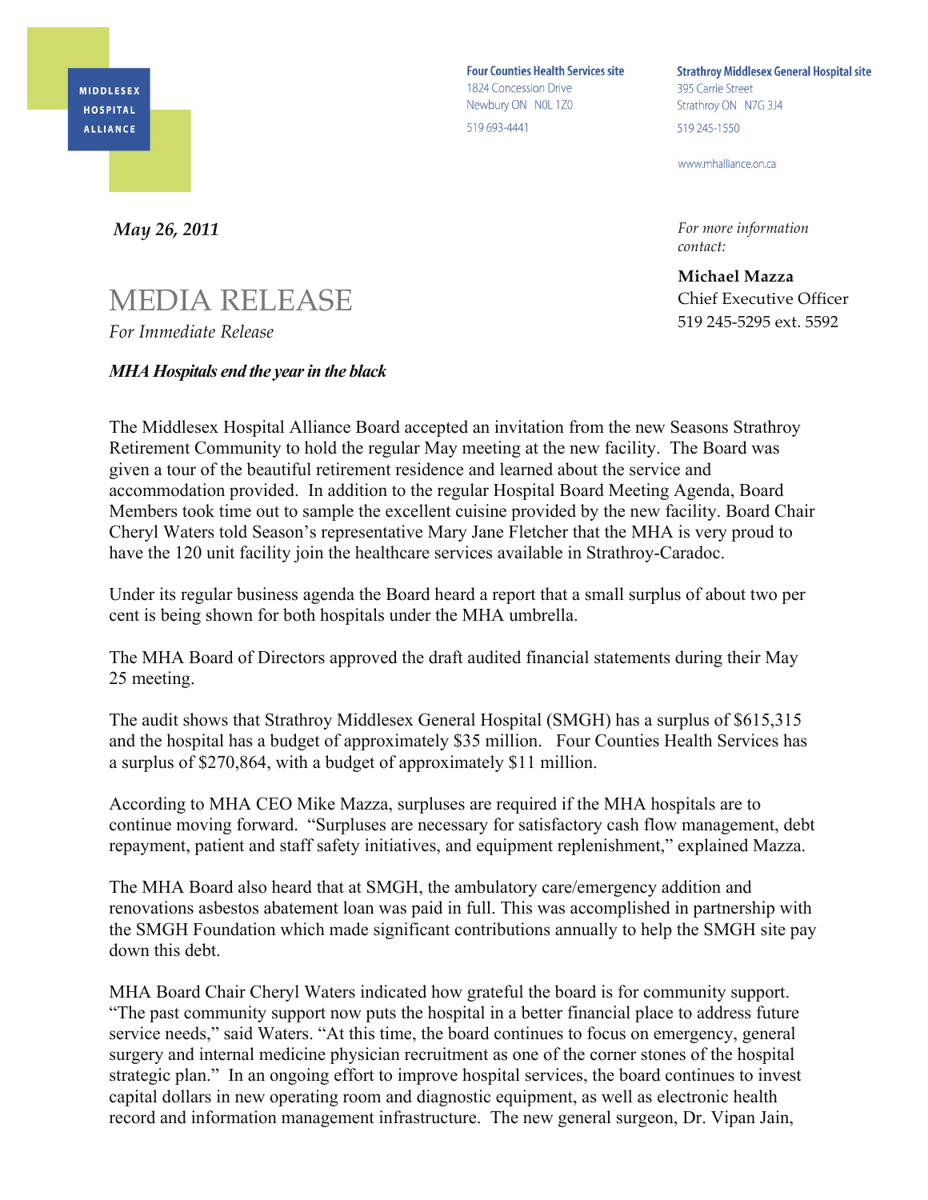MIDDLESEX HOSPITAL ALLIANCE

**Four Counties Health Services site**
1824 Concession Drive
Newbury ON N0L 1Z0
519 693-4441

**Strathroy Middlesex General Hospital site**
395 Carrie Street
Strathroy ON N7G 3J4
519 245-1550

www.mhalliance.on.ca

***May 26, 2011***

*For more information contact:*

**Michael Mazza**
Chief Executive Officer
519 245-5295 ext. 5592

# MEDIA RELEASE

*For Immediate Release*

***MHA Hospitals end the year in the black***

The Middlesex Hospital Alliance Board accepted an invitation from the new Seasons Strathroy Retirement Community to hold the regular May meeting at the new facility. The Board was given a tour of the beautiful retirement residence and learned about the service and accommodation provided. In addition to the regular Hospital Board Meeting Agenda, Board Members took time out to sample the excellent cuisine provided by the new facility. Board Chair Cheryl Waters told Season's representative Mary Jane Fletcher that the MHA is very proud to have the 120 unit facility join the healthcare services available in Strathroy-Caradoc.

Under its regular business agenda the Board heard a report that a small surplus of about two per cent is being shown for both hospitals under the MHA umbrella.

The MHA Board of Directors approved the draft audited financial statements during their May 25 meeting.

The audit shows that Strathroy Middlesex General Hospital (SMGH) has a surplus of $615,315 and the hospital has a budget of approximately $35 million. Four Counties Health Services has a surplus of $270,864, with a budget of approximately $11 million.

According to MHA CEO Mike Mazza, surpluses are required if the MHA hospitals are to continue moving forward. "Surpluses are necessary for satisfactory cash flow management, debt repayment, patient and staff safety initiatives, and equipment replenishment," explained Mazza.

The MHA Board also heard that at SMGH, the ambulatory care/emergency addition and renovations asbestos abatement loan was paid in full. This was accomplished in partnership with the SMGH Foundation which made significant contributions annually to help the SMGH site pay down this debt.

MHA Board Chair Cheryl Waters indicated how grateful the board is for community support. "The past community support now puts the hospital in a better financial place to address future service needs," said Waters. "At this time, the board continues to focus on emergency, general surgery and internal medicine physician recruitment as one of the corner stones of the hospital strategic plan." In an ongoing effort to improve hospital services, the board continues to invest capital dollars in new operating room and diagnostic equipment, as well as electronic health record and information management infrastructure. The new general surgeon, Dr. Vipan Jain,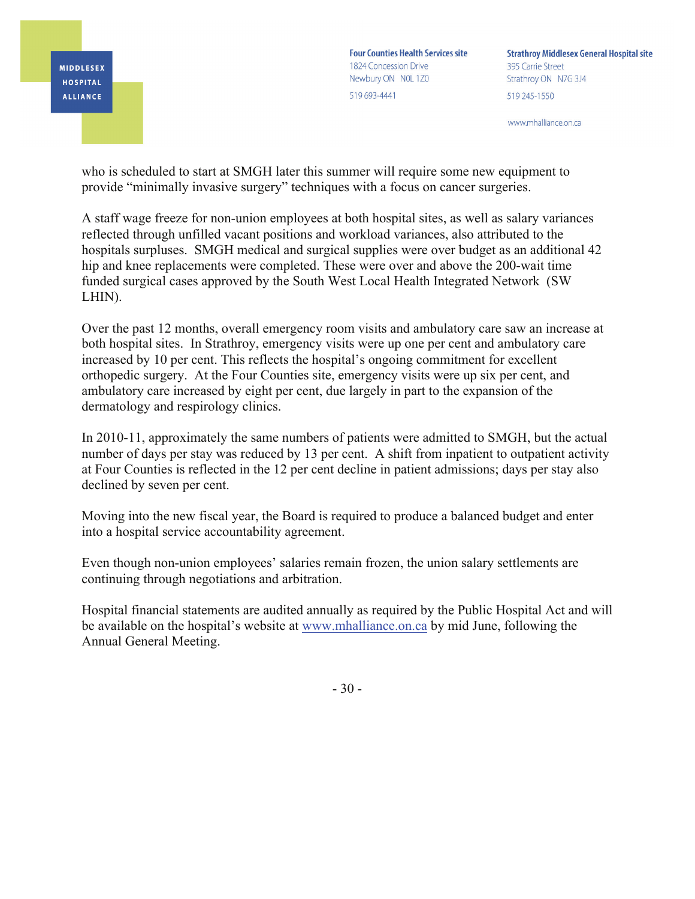who is scheduled to start at SMGH later this summer will require some new equipment to provide "minimally invasive surgery" techniques with a focus on cancer surgeries.

A staff wage freeze for non-union employees at both hospital sites, as well as salary variances reflected through unfilled vacant positions and workload variances, also attributed to the hospitals surpluses. SMGH medical and surgical supplies were over budget as an additional 42 hip and knee replacements were completed. These were over and above the 200-wait time funded surgical cases approved by the South West Local Health Integrated Network (SW LHIN).

Over the past 12 months, overall emergency room visits and ambulatory care saw an increase at both hospital sites. In Strathroy, emergency visits were up one per cent and ambulatory care increased by 10 per cent. This reflects the hospital's ongoing commitment for excellent orthopedic surgery. At the Four Counties site, emergency visits were up six per cent, and ambulatory care increased by eight per cent, due largely in part to the expansion of the dermatology and respirology clinics.

In 2010-11, approximately the same numbers of patients were admitted to SMGH, but the actual number of days per stay was reduced by 13 per cent. A shift from inpatient to outpatient activity at Four Counties is reflected in the 12 per cent decline in patient admissions; days per stay also declined by seven per cent.

Moving into the new fiscal year, the Board is required to produce a balanced budget and enter into a hospital service accountability agreement.

Even though non-union employees' salaries remain frozen, the union salary settlements are continuing through negotiations and arbitration.

Hospital financial statements are audited annually as required by the Public Hospital Act and will be available on the hospital's website at www.mhalliance.on.ca by mid June, following the Annual General Meeting.